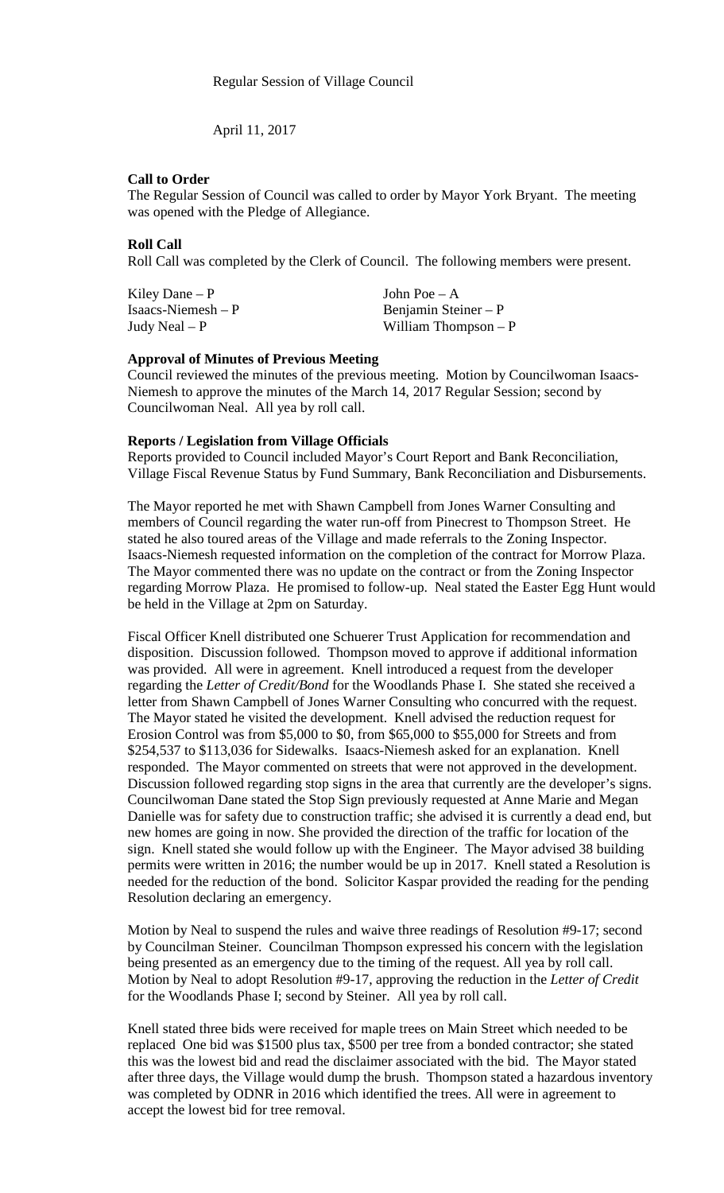Regular Session of Village Council

April 11, 2017

**Call to Order**

The Regular Session of Council was called to order by Mayor York Bryant. The meeting was opened with the Pledge of Allegiance.

**Roll Call**

Roll Call was completed by the Clerk of Council. The following members were present.

| | |
|---|---|
| Kiley Dane – P | John Poe – A |
| Isaacs-Niemesh – P | Benjamin Steiner – P |
| Judy Neal – P | William Thompson – P |

**Approval of Minutes of Previous Meeting**

Council reviewed the minutes of the previous meeting. Motion by Councilwoman Isaacs-Niemesh to approve the minutes of the March 14, 2017 Regular Session; second by Councilwoman Neal. All yea by roll call.

**Reports / Legislation from Village Officials**

Reports provided to Council included Mayor's Court Report and Bank Reconciliation, Village Fiscal Revenue Status by Fund Summary, Bank Reconciliation and Disbursements.

The Mayor reported he met with Shawn Campbell from Jones Warner Consulting and members of Council regarding the water run-off from Pinecrest to Thompson Street. He stated he also toured areas of the Village and made referrals to the Zoning Inspector. Isaacs-Niemesh requested information on the completion of the contract for Morrow Plaza. The Mayor commented there was no update on the contract or from the Zoning Inspector regarding Morrow Plaza. He promised to follow-up. Neal stated the Easter Egg Hunt would be held in the Village at 2pm on Saturday.

Fiscal Officer Knell distributed one Schuerer Trust Application for recommendation and disposition. Discussion followed. Thompson moved to approve if additional information was provided. All were in agreement. Knell introduced a request from the developer regarding the *Letter of Credit/Bond* for the Woodlands Phase I. She stated she received a letter from Shawn Campbell of Jones Warner Consulting who concurred with the request. The Mayor stated he visited the development. Knell advised the reduction request for Erosion Control was from $5,000 to $0, from $65,000 to $55,000 for Streets and from $254,537 to $113,036 for Sidewalks. Isaacs-Niemesh asked for an explanation. Knell responded. The Mayor commented on streets that were not approved in the development. Discussion followed regarding stop signs in the area that currently are the developer's signs. Councilwoman Dane stated the Stop Sign previously requested at Anne Marie and Megan Danielle was for safety due to construction traffic; she advised it is currently a dead end, but new homes are going in now. She provided the direction of the traffic for location of the sign. Knell stated she would follow up with the Engineer. The Mayor advised 38 building permits were written in 2016; the number would be up in 2017. Knell stated a Resolution is needed for the reduction of the bond. Solicitor Kaspar provided the reading for the pending Resolution declaring an emergency.

Motion by Neal to suspend the rules and waive three readings of Resolution #9-17; second by Councilman Steiner. Councilman Thompson expressed his concern with the legislation being presented as an emergency due to the timing of the request. All yea by roll call. Motion by Neal to adopt Resolution #9-17, approving the reduction in the *Letter of Credit* for the Woodlands Phase I; second by Steiner. All yea by roll call.

Knell stated three bids were received for maple trees on Main Street which needed to be replaced One bid was $1500 plus tax, $500 per tree from a bonded contractor; she stated this was the lowest bid and read the disclaimer associated with the bid. The Mayor stated after three days, the Village would dump the brush. Thompson stated a hazardous inventory was completed by ODNR in 2016 which identified the trees. All were in agreement to accept the lowest bid for tree removal.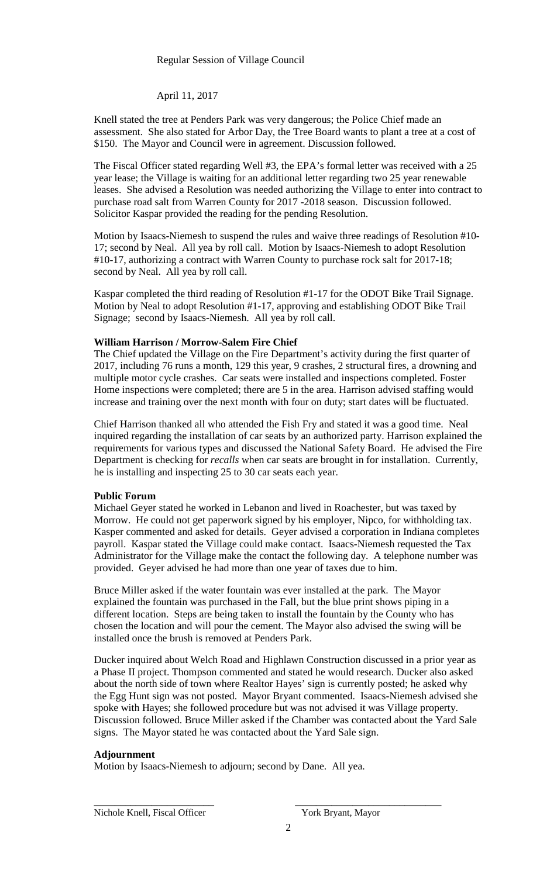Regular Session of Village Council

April 11, 2017

Knell stated the tree at Penders Park was very dangerous; the Police Chief made an assessment. She also stated for Arbor Day, the Tree Board wants to plant a tree at a cost of $150. The Mayor and Council were in agreement. Discussion followed.

The Fiscal Officer stated regarding Well #3, the EPA's formal letter was received with a 25 year lease; the Village is waiting for an additional letter regarding two 25 year renewable leases. She advised a Resolution was needed authorizing the Village to enter into contract to purchase road salt from Warren County for 2017 -2018 season. Discussion followed. Solicitor Kaspar provided the reading for the pending Resolution.

Motion by Isaacs-Niemesh to suspend the rules and waive three readings of Resolution #10-17; second by Neal. All yea by roll call. Motion by Isaacs-Niemesh to adopt Resolution #10-17, authorizing a contract with Warren County to purchase rock salt for 2017-18; second by Neal. All yea by roll call.

Kaspar completed the third reading of Resolution #1-17 for the ODOT Bike Trail Signage. Motion by Neal to adopt Resolution #1-17, approving and establishing ODOT Bike Trail Signage; second by Isaacs-Niemesh. All yea by roll call.

**William Harrison / Morrow-Salem Fire Chief**

The Chief updated the Village on the Fire Department's activity during the first quarter of 2017, including 76 runs a month, 129 this year, 9 crashes, 2 structural fires, a drowning and multiple motor cycle crashes. Car seats were installed and inspections completed. Foster Home inspections were completed; there are 5 in the area. Harrison advised staffing would increase and training over the next month with four on duty; start dates will be fluctuated.

Chief Harrison thanked all who attended the Fish Fry and stated it was a good time. Neal inquired regarding the installation of car seats by an authorized party. Harrison explained the requirements for various types and discussed the National Safety Board. He advised the Fire Department is checking for *recalls* when car seats are brought in for installation. Currently, he is installing and inspecting 25 to 30 car seats each year.

**Public Forum**

Michael Geyer stated he worked in Lebanon and lived in Roachester, but was taxed by Morrow. He could not get paperwork signed by his employer, Nipco, for withholding tax. Kasper commented and asked for details. Geyer advised a corporation in Indiana completes payroll. Kaspar stated the Village could make contact. Isaacs-Niemesh requested the Tax Administrator for the Village make the contact the following day. A telephone number was provided. Geyer advised he had more than one year of taxes due to him.

Bruce Miller asked if the water fountain was ever installed at the park. The Mayor explained the fountain was purchased in the Fall, but the blue print shows piping in a different location. Steps are being taken to install the fountain by the County who has chosen the location and will pour the cement. The Mayor also advised the swing will be installed once the brush is removed at Penders Park.

Ducker inquired about Welch Road and Highlawn Construction discussed in a prior year as a Phase II project. Thompson commented and stated he would research. Ducker also asked about the north side of town where Realtor Hayes' sign is currently posted; he asked why the Egg Hunt sign was not posted. Mayor Bryant commented. Isaacs-Niemesh advised she spoke with Hayes; she followed procedure but was not advised it was Village property. Discussion followed. Bruce Miller asked if the Chamber was contacted about the Yard Sale signs. The Mayor stated he was contacted about the Yard Sale sign.

**Adjournment**

Motion by Isaacs-Niemesh to adjourn; second by Dane. All yea.

\_\_\_\_\_\_\_\_\_\_\_\_\_\_\_\_\_\_\_\_\_\_\_\_\_ \_\_\_\_\_\_\_\_\_\_\_\_\_\_\_\_\_\_\_\_\_\_\_\_\_\_\_\_\_\_

Nichole Knell, Fiscal Officer York Bryant, Mayor